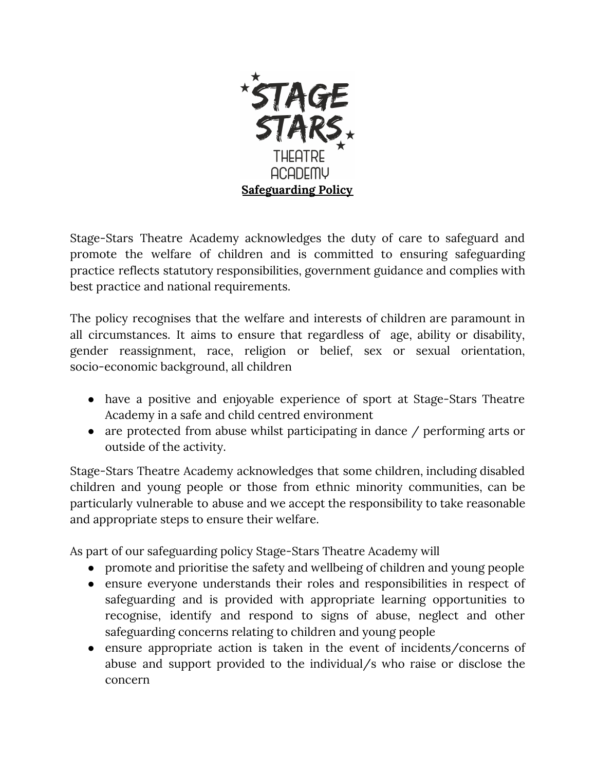STAGE STARS THEATRE ACADEMY

# Safeguarding Policy

Stage-Stars Theatre Academy acknowledges the duty of care to safeguard and promote the welfare of children and is committed to ensuring safeguarding practice reflects statutory responsibilities, government guidance and complies with best practice and national requirements.

The policy recognises that the welfare and interests of children are paramount in all circumstances. It aims to ensure that regardless of age, ability or disability, gender reassignment, race, religion or belief, sex or sexual orientation, socio-economic background, all children

- have a positive and enjoyable experience of sport at Stage-Stars Theatre Academy in a safe and child centred environment
- are protected from abuse whilst participating in dance / performing arts or outside of the activity.

Stage-Stars Theatre Academy acknowledges that some children, including disabled children and young people or those from ethnic minority communities, can be particularly vulnerable to abuse and we accept the responsibility to take reasonable and appropriate steps to ensure their welfare.

As part of our safeguarding policy Stage-Stars Theatre Academy will

- promote and prioritise the safety and wellbeing of children and young people
- ensure everyone understands their roles and responsibilities in respect of safeguarding and is provided with appropriate learning opportunities to recognise, identify and respond to signs of abuse, neglect and other safeguarding concerns relating to children and young people
- ensure appropriate action is taken in the event of incidents/concerns of abuse and support provided to the individual/s who raise or disclose the concern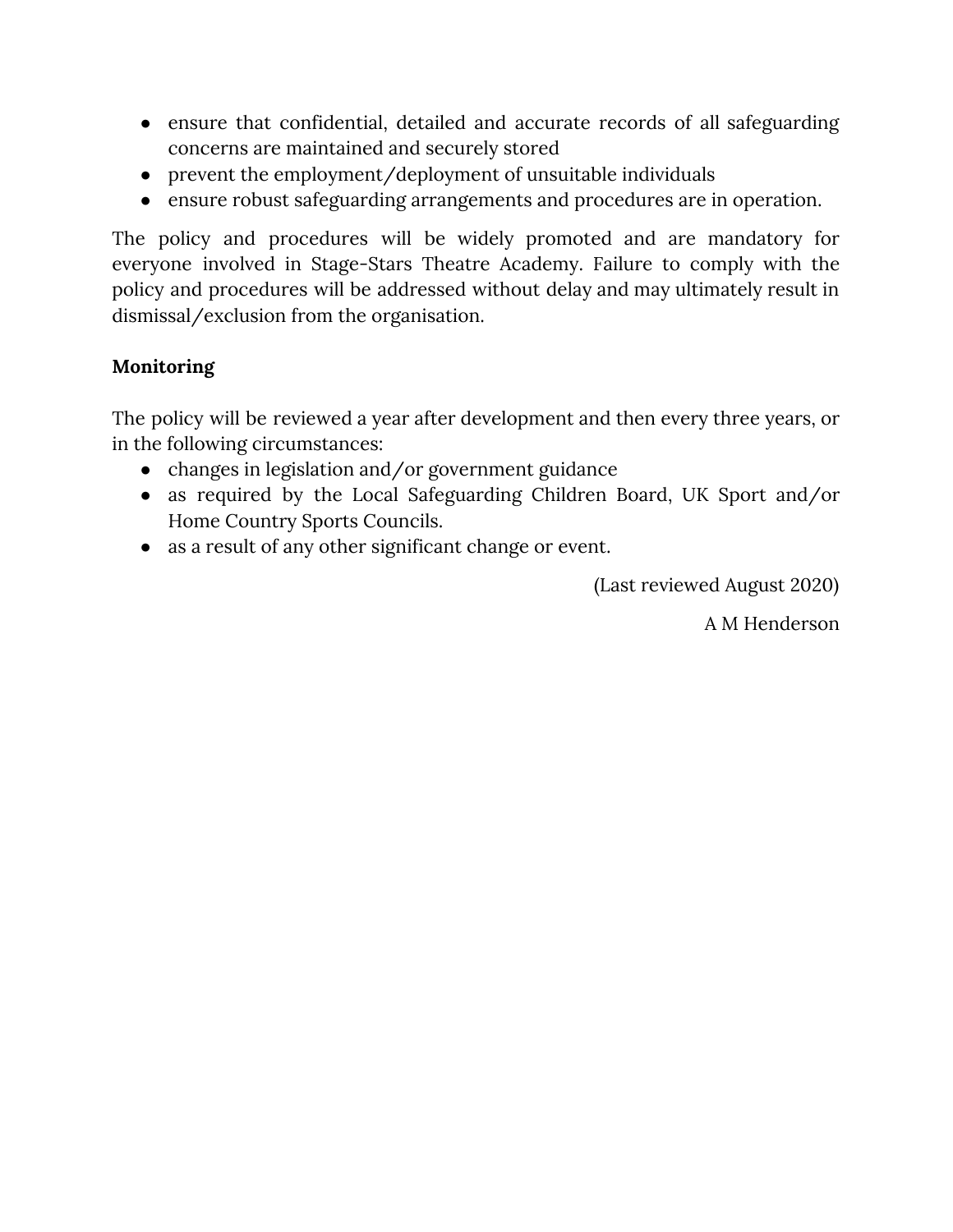- ensure that confidential, detailed and accurate records of all safeguarding concerns are maintained and securely stored
- prevent the employment/deployment of unsuitable individuals
- ensure robust safeguarding arrangements and procedures are in operation.

The policy and procedures will be widely promoted and are mandatory for everyone involved in Stage-Stars Theatre Academy. Failure to comply with the policy and procedures will be addressed without delay and may ultimately result in dismissal/exclusion from the organisation.

**Monitoring**

The policy will be reviewed a year after development and then every three years, or in the following circumstances:

- changes in legislation and/or government guidance
- as required by the Local Safeguarding Children Board, UK Sport and/or Home Country Sports Councils.
- as a result of any other significant change or event.

(Last reviewed August 2020)

A M Henderson